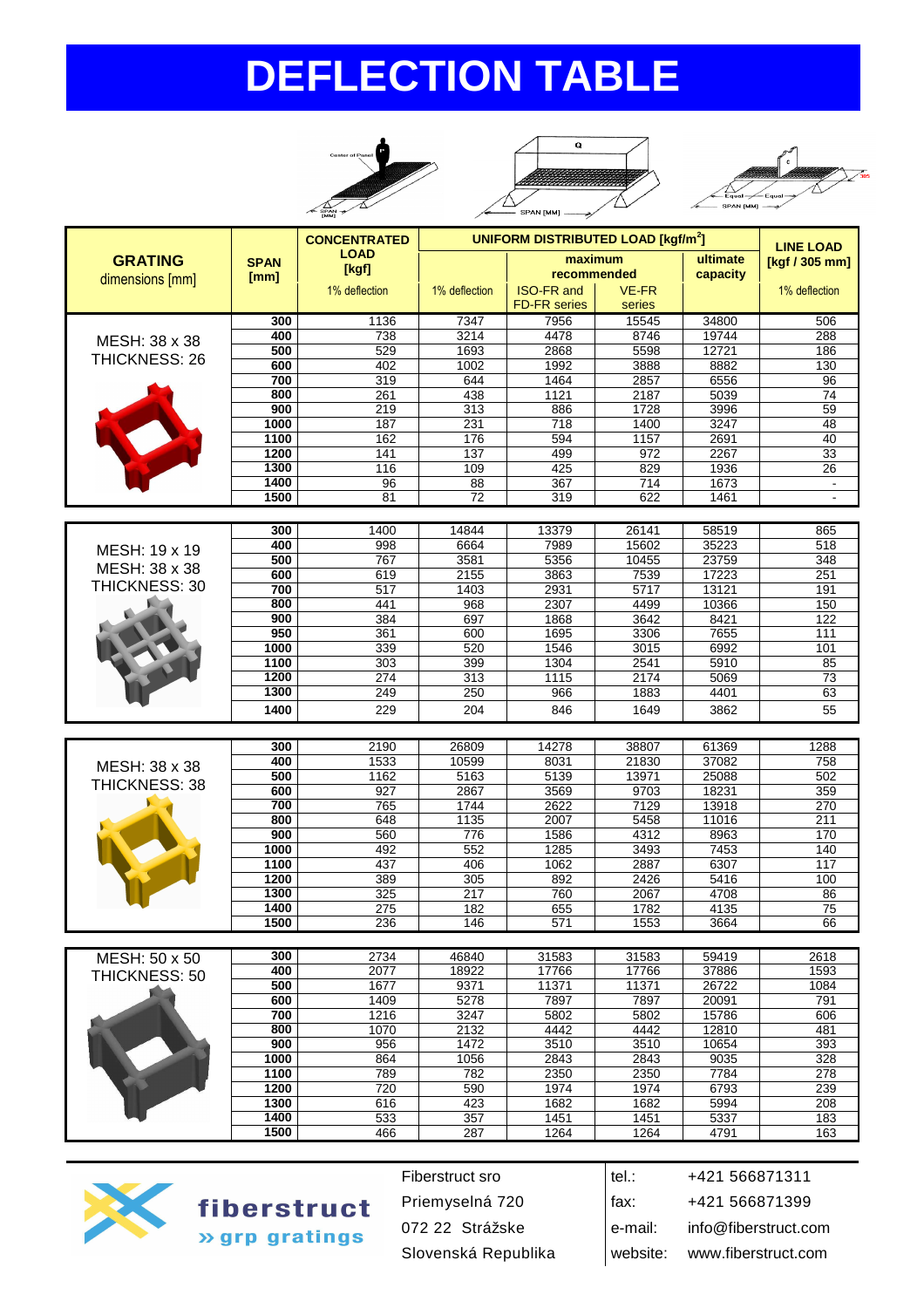# DEFLECTION TABLE

| GRATING dimensions [mm] | SPAN [mm] | CONCENTRATED LOAD [kgf] | UNIFORM DISTRIBUTED LOAD [kgf/m$^2$] | | | | LINE LOAD [kgf / 305 mm] |
|---|---|---|---|---|---|---|---|
| | | | | maximum recommended | | ultimate capacity | |
| | | 1% deflection | 1% deflection | ISO-FR and FD-FR series | VE-FR series | | 1% deflection |
| MESH: 38 x 38 THICKNESS: 26 | 300 | 1136 | 7347 | 7956 | 15545 | 34800 | 506 |
| | 400 | 738 | 3214 | 4478 | 8746 | 19744 | 288 |
| | 500 | 529 | 1693 | 2868 | 5598 | 12721 | 186 |
| | 600 | 402 | 1002 | 1992 | 3888 | 8882 | 130 |
| | 700 | 319 | 644 | 1464 | 2857 | 6556 | 96 |
| | 800 | 261 | 438 | 1121 | 2187 | 5039 | 74 |
| | 900 | 219 | 313 | 886 | 1728 | 3996 | 59 |
| | 1000 | 187 | 231 | 718 | 1400 | 3247 | 48 |
| | 1100 | 162 | 176 | 594 | 1157 | 2691 | 40 |
| | 1200 | 141 | 137 | 499 | 972 | 2267 | 33 |
| | 1300 | 116 | 109 | 425 | 829 | 1936 | 26 |
| | 1400 | 96 | 88 | 367 | 714 | 1673 | - |
| | 1500 | 81 | 72 | 319 | 622 | 1461 | - |
| MESH: 19 x 19 MESH: 38 x 38 THICKNESS: 30 | 300 | 1400 | 14844 | 13379 | 26141 | 58519 | 865 |
| | 400 | 998 | 6664 | 7989 | 15602 | 35223 | 518 |
| | 500 | 767 | 3581 | 5356 | 10455 | 23759 | 348 |
| | 600 | 619 | 2155 | 3863 | 7539 | 17223 | 251 |
| | 700 | 517 | 1403 | 2931 | 5717 | 13121 | 191 |
| | 800 | 441 | 968 | 2307 | 4499 | 10366 | 150 |
| | 900 | 384 | 697 | 1868 | 3642 | 8421 | 122 |
| | 950 | 361 | 600 | 1695 | 3306 | 7655 | 111 |
| | 1000 | 339 | 520 | 1546 | 3015 | 6992 | 101 |
| | 1100 | 303 | 399 | 1304 | 2541 | 5910 | 85 |
| | 1200 | 274 | 313 | 1115 | 2174 | 5069 | 73 |
| | 1300 | 249 | 250 | 966 | 1883 | 4401 | 63 |
| | 1400 | 229 | 204 | 846 | 1649 | 3862 | 55 |
| MESH: 38 x 38 THICKNESS: 38 | 300 | 2190 | 26809 | 14278 | 38807 | 61369 | 1288 |
| | 400 | 1533 | 10599 | 8031 | 21830 | 37082 | 758 |
| | 500 | 1162 | 5163 | 5139 | 13971 | 25088 | 502 |
| | 600 | 927 | 2867 | 3569 | 9703 | 18231 | 359 |
| | 700 | 765 | 1744 | 2622 | 7129 | 13918 | 270 |
| | 800 | 648 | 1135 | 2007 | 5458 | 11016 | 211 |
| | 900 | 560 | 776 | 1586 | 4312 | 8963 | 170 |
| | 1000 | 492 | 552 | 1285 | 3493 | 7453 | 140 |
| | 1100 | 437 | 406 | 1062 | 2887 | 6307 | 117 |
| | 1200 | 389 | 305 | 892 | 2426 | 5416 | 100 |
| | 1300 | 325 | 217 | 760 | 2067 | 4708 | 86 |
| | 1400 | 275 | 182 | 655 | 1782 | 4135 | 75 |
| | 1500 | 236 | 146 | 571 | 1553 | 3664 | 66 |
| MESH: 50 x 50 THICKNESS: 50 | 300 | 2734 | 46840 | 31583 | 31583 | 59419 | 2618 |
| | 400 | 2077 | 18922 | 17766 | 17766 | 37886 | 1593 |
| | 500 | 1677 | 9371 | 11371 | 11371 | 26722 | 1084 |
| | 600 | 1409 | 5278 | 7897 | 7897 | 20091 | 791 |
| | 700 | 1216 | 3247 | 5802 | 5802 | 15786 | 606 |
| | 800 | 1070 | 2132 | 4442 | 4442 | 12810 | 481 |
| | 900 | 956 | 1472 | 3510 | 3510 | 10654 | 393 |
| | 1000 | 864 | 1056 | 2843 | 2843 | 9035 | 328 |
| | 1100 | 789 | 782 | 2350 | 2350 | 7784 | 278 |
| | 1200 | 720 | 590 | 1974 | 1974 | 6793 | 239 |
| | 1300 | 616 | 423 | 1682 | 1682 | 5994 | 208 |
| | 1400 | 533 | 357 | 1451 | 1451 | 5337 | 183 |
| | 1500 | 466 | 287 | 1264 | 1264 | 4791 | 163 |

fiberstruct
» grp gratings

Fiberstruct sro
Priemyselná 720
072 22 Strážske
Slovenská Republika

| | |
|---|---|
| tel.: | +421 566871311 |
| fax: | +421 566871399 |
| e-mail: | info@fiberstruct.com |
| website: | www.fiberstruct.com |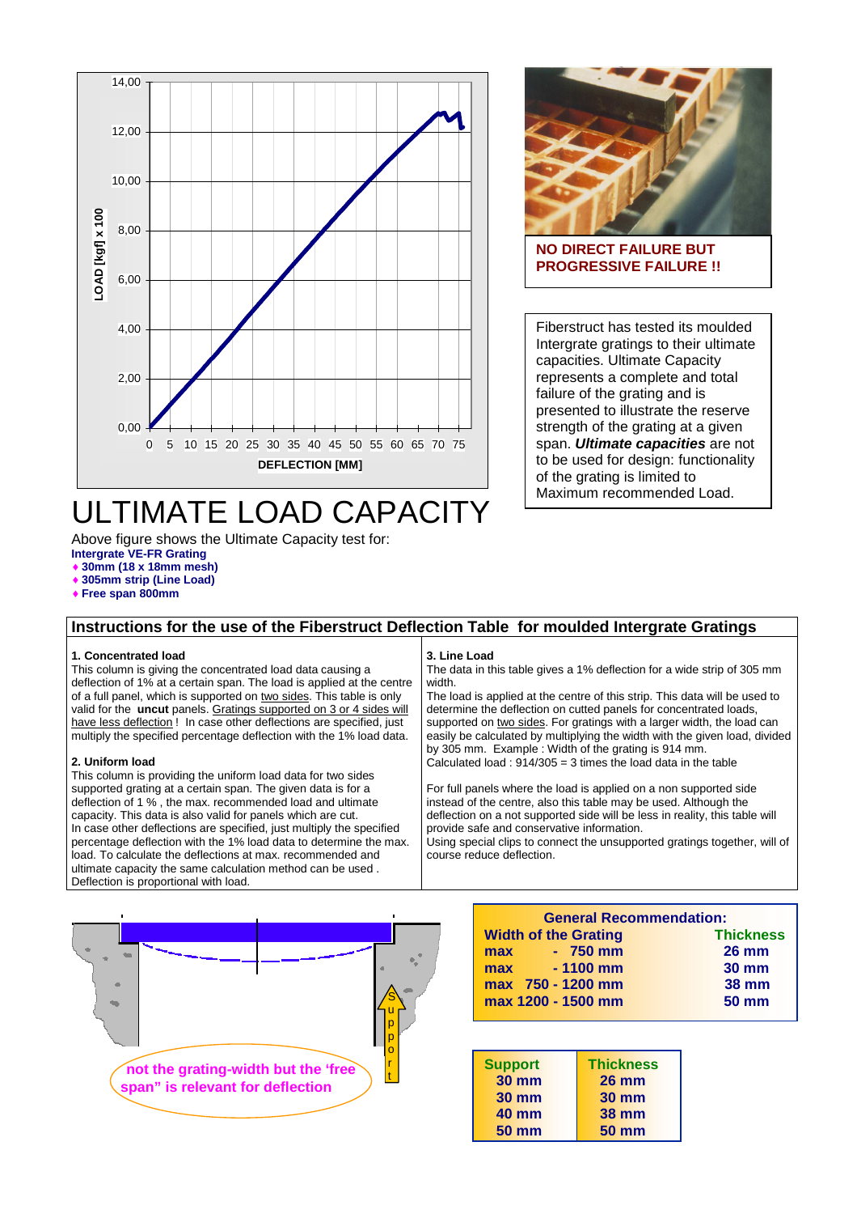LOAD [kgf] x 100

14,00
12,00
10,00
8,00
6,00
4,00
2,00
0,00

0 5 10 15 20 25 30 35 40 45 50 55 60 65 70 75

DEFLECTION [MM]

# ULTIMATE LOAD CAPACITY

Above figure shows the Ultimate Capacity test for:

**Intergrate VE-FR Grating**

- **30mm (18 x 18mm mesh)**
- **305mm strip (Line Load)**
- **Free span 800mm**

**NO DIRECT FAILURE BUT PROGRESSIVE FAILURE !!**

Fiberstruct has tested its moulded Intergrate gratings to their ultimate capacities. Ultimate Capacity represents a complete and total failure of the grating and is presented to illustrate the reserve strength of the grating at a given span. ***Ultimate capacities*** are not to be used for design: functionality of the grating is limited to Maximum recommended Load.

## Instructions for the use of the Fiberstruct Deflection Table for moulded Intergrate Gratings

**1. Concentrated load**

This column is giving the concentrated load data causing a deflection of 1% at a certain span. The load is applied at the centre of a full panel, which is supported on two sides. This table is only valid for the **uncut** panels. Gratings supported on 3 or 4 sides will have less deflection ! In case other deflections are specified, just multiply the specified percentage deflection with the 1% load data.

**2. Uniform load**

This column is providing the uniform load data for two sides supported grating at a certain span. The given data is for a deflection of 1 % , the max. recommended load and ultimate capacity. This data is also valid for panels which are cut.
In case other deflections are specified, just multiply the specified percentage deflection with the 1% load data to determine the max. load. To calculate the deflections at max. recommended and ultimate capacity the same calculation method can be used .
Deflection is proportional with load.

**3. Line Load**

The data in this table gives a 1% deflection for a wide strip of 305 mm width.
The load is applied at the centre of this strip. This data will be used to determine the deflection on cutted panels for concentrated loads, supported on two sides. For gratings with a larger width, the load can easily be calculated by multiplying the width with the given load, divided by 305 mm. Example : Width of the grating is 914 mm.
Calculated load : 914/305 = 3 times the load data in the table

For full panels where the load is applied on a non supported side instead of the centre, also this table may be used. Although the deflection on a not supported side will be less in reality, this table will provide safe and conservative information.
Using special clips to connect the unsupported gratings together, will of course reduce deflection.

Support

not the grating-width but the 'free span" is relevant for deflection

**General Recommendation:**

| Width of the Grating | Thickness |
|---|---|
| max - 750 mm | 26 mm |
| max - 1100 mm | 30 mm |
| max 750 - 1200 mm | 38 mm |
| max 1200 - 1500 mm | 50 mm |

| Support | Thickness |
|---|---|
| 30 mm | 26 mm |
| 30 mm | 30 mm |
| 40 mm | 38 mm |
| 50 mm | 50 mm |